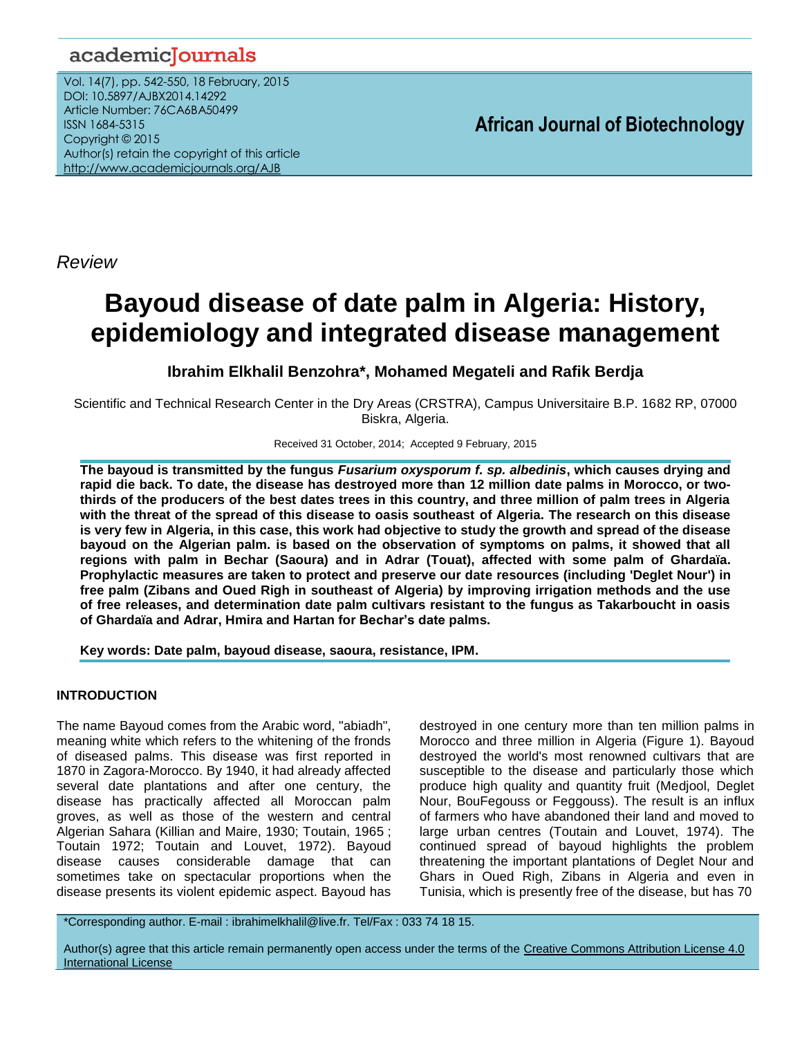*Review*

# Bayoud disease of date palm in Algeria: History, epidemiology and integrated disease management

**Ibrahim Elkhalil Benzohra\*, Mohamed Megateli and Rafik Berdja**

Scientific and Technical Research Center in the Dry Areas (CRSTRA), Campus Universitaire B.P. 1682 RP, 07000 Biskra, Algeria.

Received 31 October, 2014; Accepted 9 February, 2015

**The bayoud is transmitted by the fungus *Fusarium oxysporum f. sp. albedinis*, which causes drying and rapid die back. To date, the disease has destroyed more than 12 million date palms in Morocco, or two-thirds of the producers of the best dates trees in this country, and three million of palm trees in Algeria with the threat of the spread of this disease to oasis southeast of Algeria. The research on this disease is very few in Algeria, in this case, this work had objective to study the growth and spread of the disease bayoud on the Algerian palm. is based on the observation of symptoms on palms, it showed that all regions with palm in Bechar (Saoura) and in Adrar (Touat), affected with some palm of Ghardaïa. Prophylactic measures are taken to protect and preserve our date resources (including 'Deglet Nour') in free palm (Zibans and Oued Righ in southeast of Algeria) by improving irrigation methods and the use of free releases, and determination date palm cultivars resistant to the fungus as Takarboucht in oasis of Ghardaïa and Adrar, Hmira and Hartan for Bechar's date palms.**

**Key words: Date palm, bayoud disease, saoura, resistance, IPM.**

## INTRODUCTION

The name Bayoud comes from the Arabic word, "abiadh", meaning white which refers to the whitening of the fronds of diseased palms. This disease was first reported in 1870 in Zagora-Morocco. By 1940, it had already affected several date plantations and after one century, the disease has practically affected all Moroccan palm groves, as well as those of the western and central Algerian Sahara (Killian and Maire, 1930; Toutain, 1965 ; Toutain 1972; Toutain and Louvet, 1972). Bayoud disease causes considerable damage that can sometimes take on spectacular proportions when the disease presents its violent epidemic aspect. Bayoud has destroyed in one century more than ten million palms in Morocco and three million in Algeria (Figure 1). Bayoud destroyed the world's most renowned cultivars that are susceptible to the disease and particularly those which produce high quality and quantity fruit (Medjool, Deglet Nour, BouFegouss or Feggouss). The result is an influx of farmers who have abandoned their land and moved to large urban centres (Toutain and Louvet, 1974). The continued spread of bayoud highlights the problem threatening the important plantations of Deglet Nour and Ghars in Oued Righ, Zibans in Algeria and even in Tunisia, which is presently free of the disease, but has 70

\*Corresponding author. E-mail : ibrahimelkhalil@live.fr. Tel/Fax : 033 74 18 15.

Author(s) agree that this article remain permanently open access under the terms of the Creative Commons Attribution License 4.0 International License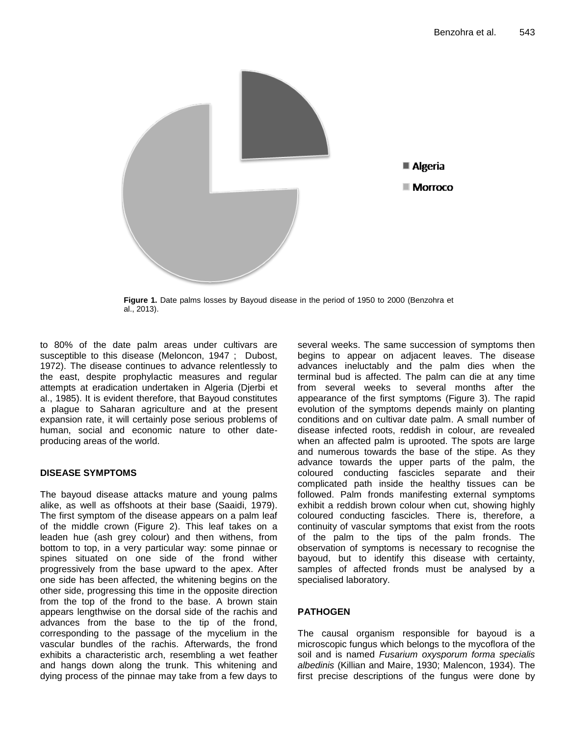**Figure 1.** Date palms losses by Bayoud disease in the period of 1950 to 2000 (Benzohra et al., 2013).

to 80% of the date palm areas under cultivars are susceptible to this disease (Meloncon, 1947 ; Dubost, 1972). The disease continues to advance relentlessly to the east, despite prophylactic measures and regular attempts at eradication undertaken in Algeria (Djerbi et al., 1985). It is evident therefore, that Bayoud constitutes a plague to Saharan agriculture and at the present expansion rate, it will certainly pose serious problems of human, social and economic nature to other date-producing areas of the world.

## DISEASE SYMPTOMS

The bayoud disease attacks mature and young palms alike, as well as offshoots at their base (Saaidi, 1979). The first symptom of the disease appears on a palm leaf of the middle crown (Figure 2). This leaf takes on a leaden hue (ash grey colour) and then withens, from bottom to top, in a very particular way: some pinnae or spines situated on one side of the frond wither progressively from the base upward to the apex. After one side has been affected, the whitening begins on the other side, progressing this time in the opposite direction from the top of the frond to the base. A brown stain appears lengthwise on the dorsal side of the rachis and advances from the base to the tip of the frond, corresponding to the passage of the mycelium in the vascular bundles of the rachis. Afterwards, the frond exhibits a characteristic arch, resembling a wet feather and hangs down along the trunk. This whitening and dying process of the pinnae may take from a few days to several weeks. The same succession of symptoms then begins to appear on adjacent leaves. The disease advances ineluctably and the palm dies when the terminal bud is affected. The palm can die at any time from several weeks to several months after the appearance of the first symptoms (Figure 3). The rapid evolution of the symptoms depends mainly on planting conditions and on cultivar date palm. A small number of disease infected roots, reddish in colour, are revealed when an affected palm is uprooted. The spots are large and numerous towards the base of the stipe. As they advance towards the upper parts of the palm, the coloured conducting fascicles separate and their complicated path inside the healthy tissues can be followed. Palm fronds manifesting external symptoms exhibit a reddish brown colour when cut, showing highly coloured conducting fascicles. There is, therefore, a continuity of vascular symptoms that exist from the roots of the palm to the tips of the palm fronds. The observation of symptoms is necessary to recognise the bayoud, but to identify this disease with certainty, samples of affected fronds must be analysed by a specialised laboratory.

## PATHOGEN

The causal organism responsible for bayoud is a microscopic fungus which belongs to the mycoflora of the soil and is named *Fusarium oxysporum forma specialis albedinis* (Killian and Maire, 1930; Malencon, 1934). The first precise descriptions of the fungus were done by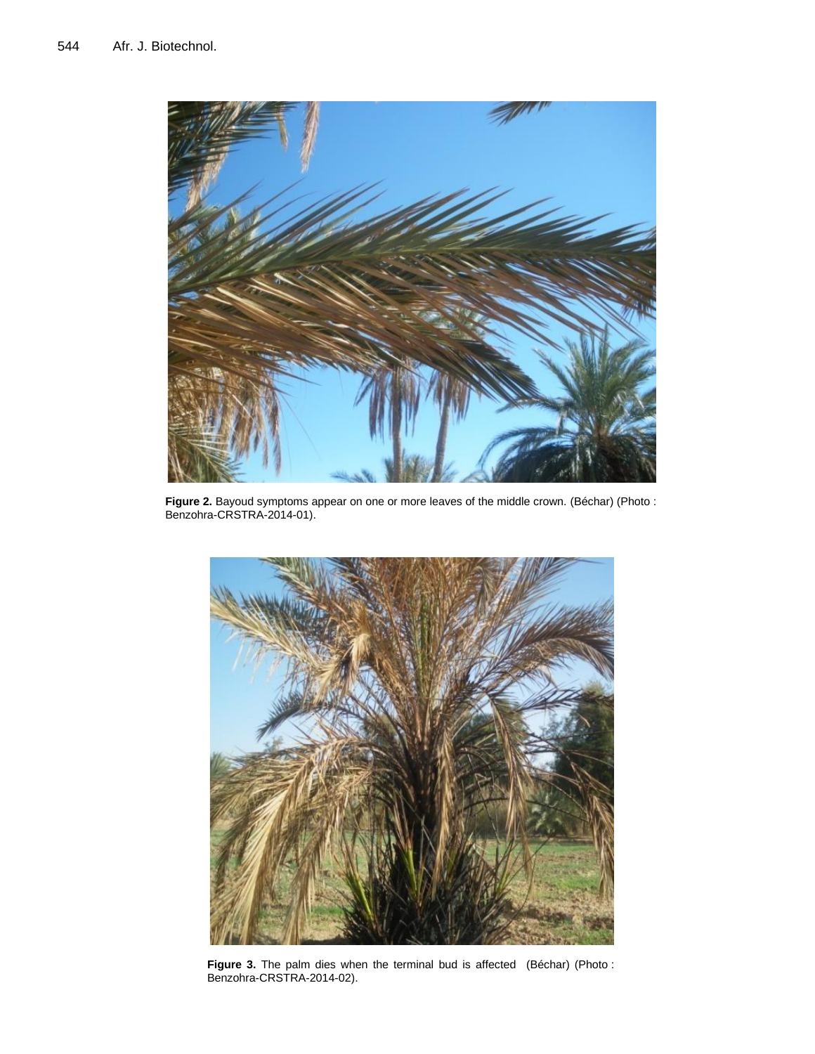**Figure 2.** Bayoud symptoms appear on one or more leaves of the middle crown. (Béchar) (Photo : Benzohra-CRSTRA-2014-01).

**Figure 3.** The palm dies when the terminal bud is affected (Béchar) (Photo : Benzohra-CRSTRA-2014-02).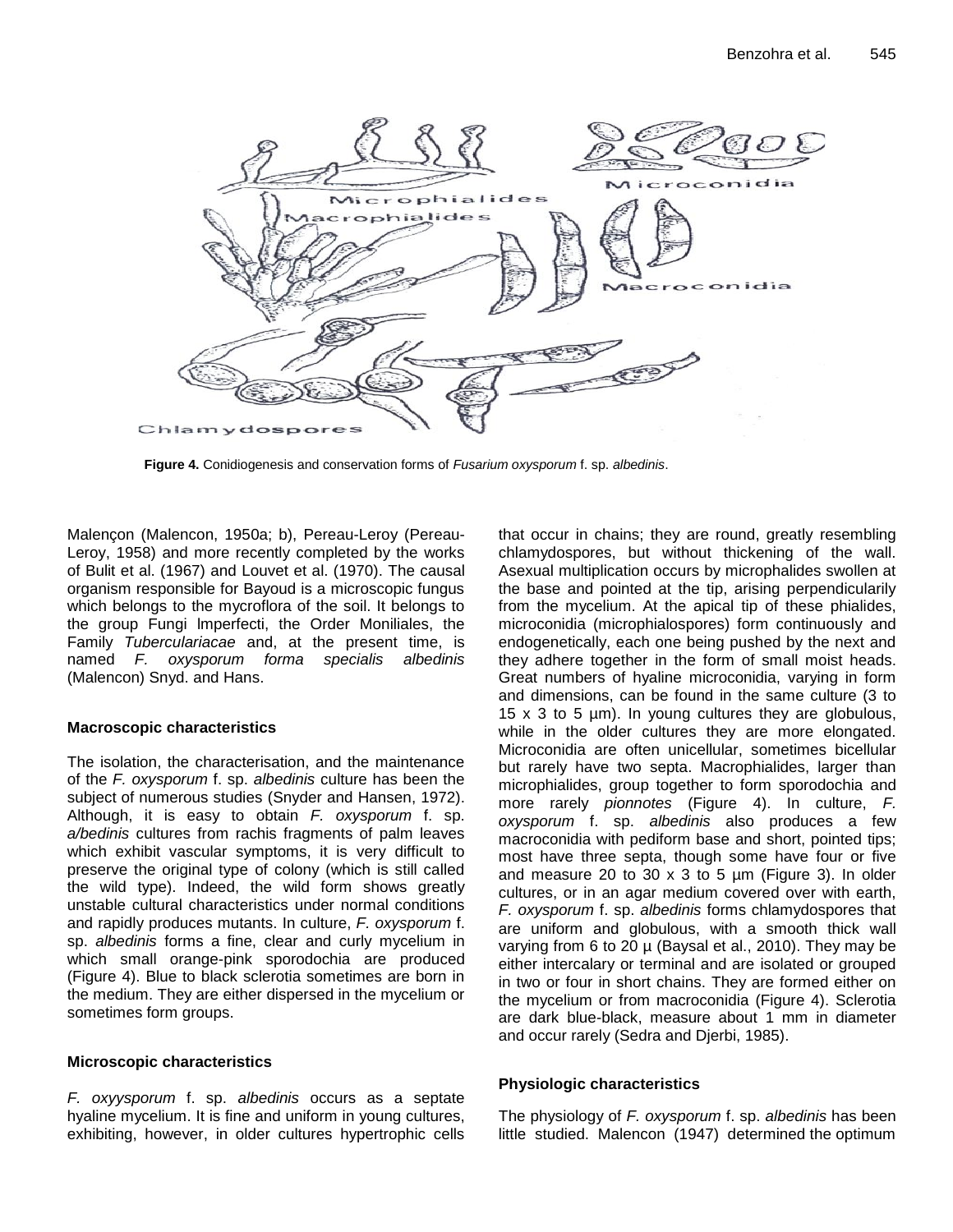Figure 4. Conidiogenesis and conservation forms of *Fusarium oxysporum* f. sp. *albedinis*.

Malençon (Malencon, 1950a; b), Pereau-Leroy (Pereau-Leroy, 1958) and more recently completed by the works of Bulit et al. (1967) and Louvet et al. (1970). The causal organism responsible for Bayoud is a microscopic fungus which belongs to the mycroflora of the soil. It belongs to the group Fungi lmperfecti, the Order Moniliales, the Family *Tuberculariacae* and, at the present time, is named *F. oxysporum forma specialis albedinis* (Malencon) Snyd. and Hans.

### Macroscopic characteristics

The isolation, the characterisation, and the maintenance of the *F. oxysporum* f. sp. *albedinis* culture has been the subject of numerous studies (Snyder and Hansen, 1972). Although, it is easy to obtain *F. oxysporum* f. sp. *a/bedinis* cultures from rachis fragments of palm leaves which exhibit vascular symptoms, it is very difficult to preserve the original type of colony (which is still called the wild type). Indeed, the wild form shows greatly unstable cultural characteristics under normal conditions and rapidly produces mutants. In culture, *F. oxysporum* f. sp. *albedinis* forms a fine, clear and curly mycelium in which small orange-pink sporodochia are produced (Figure 4). Blue to black sclerotia sometimes are born in the medium. They are either dispersed in the mycelium or sometimes form groups.

### Microscopic characteristics

*F. oxyysporum* f. sp. *albedinis* occurs as a septate hyaline mycelium. It is fine and uniform in young cultures, exhibiting, however, in older cultures hypertrophic cells that occur in chains; they are round, greatly resembling chlamydospores, but without thickening of the wall. Asexual multiplication occurs by microphalides swollen at the base and pointed at the tip, arising perpendicularily from the mycelium. At the apical tip of these phialides, microconidia (microphialospores) form continuously and endogenetically, each one being pushed by the next and they adhere together in the form of small moist heads. Great numbers of hyaline microconidia, varying in form and dimensions, can be found in the same culture (3 to 15 x 3 to 5 µm). In young cultures they are globulous, while in the older cultures they are more elongated. Microconidia are often unicellular, sometimes bicellular but rarely have two septa. Macrophialides, larger than microphialides, group together to form sporodochia and more rarely *pionnotes* (Figure 4). In culture, *F. oxysporum* f. sp. *albedinis* also produces a few macroconidia with pediform base and short, pointed tips; most have three septa, though some have four or five and measure 20 to 30 x 3 to 5 µm (Figure 3). In older cultures, or in an agar medium covered over with earth, *F. oxysporum* f. sp. *albedinis* forms chlamydospores that are uniform and globulous, with a smooth thick wall varying from 6 to 20 µ (Baysal et al., 2010). They may be either intercalary or terminal and are isolated or grouped in two or four in short chains. They are formed either on the mycelium or from macroconidia (Figure 4). Sclerotia are dark blue-black, measure about 1 mm in diameter and occur rarely (Sedra and Djerbi, 1985).

### Physiologic characteristics

The physiology of *F. oxysporum* f. sp. *albedinis* has been little studied. Malencon (1947) determined the optimum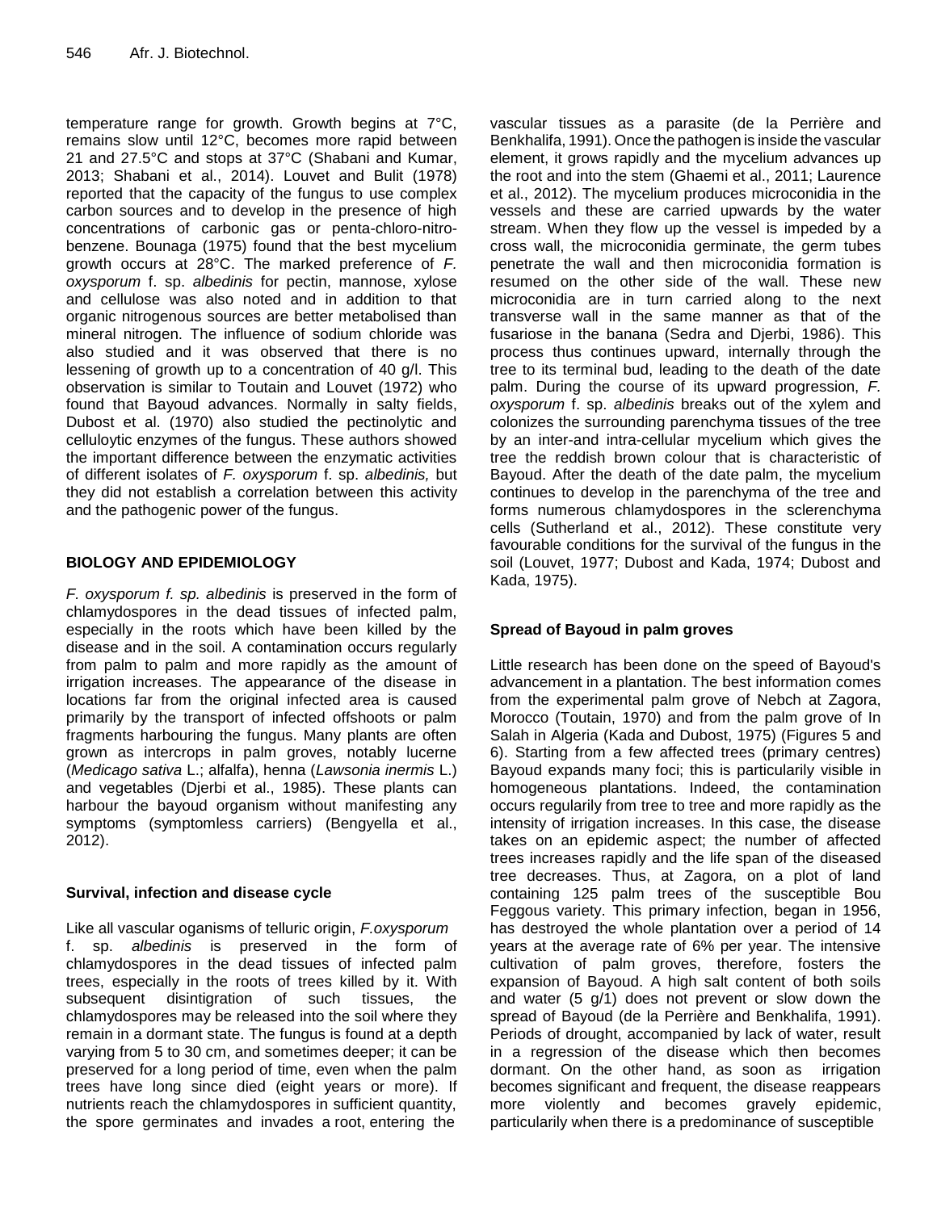temperature range for growth. Growth begins at 7°C, remains slow until 12°C, becomes more rapid between 21 and 27.5°C and stops at 37°C (Shabani and Kumar, 2013; Shabani et al., 2014). Louvet and Bulit (1978) reported that the capacity of the fungus to use complex carbon sources and to develop in the presence of high concentrations of carbonic gas or penta-chloro-nitro-benzene. Bounaga (1975) found that the best mycelium growth occurs at 28°C. The marked preference of *F. oxysporum* f. sp. *albedinis* for pectin, mannose, xylose and cellulose was also noted and in addition to that organic nitrogenous sources are better metabolised than mineral nitrogen. The influence of sodium chloride was also studied and it was observed that there is no lessening of growth up to a concentration of 40 g/l. This observation is similar to Toutain and Louvet (1972) who found that Bayoud advances. Normally in salty fields, Dubost et al. (1970) also studied the pectinolytic and celluloytic enzymes of the fungus. These authors showed the important difference between the enzymatic activities of different isolates of *F. oxysporum* f. sp. *albedinis,* but they did not establish a correlation between this activity and the pathogenic power of the fungus.

## BIOLOGY AND EPIDEMIOLOGY

*F. oxysporum f. sp. albedinis* is preserved in the form of chlamydospores in the dead tissues of infected palm, especially in the roots which have been killed by the disease and in the soil. A contamination occurs regularly from palm to palm and more rapidly as the amount of irrigation increases. The appearance of the disease in locations far from the original infected area is caused primarily by the transport of infected offshoots or palm fragments harbouring the fungus. Many plants are often grown as intercrops in palm groves, notably lucerne (*Medicago sativa* L.; alfalfa), henna (*Lawsonia inermis* L.) and vegetables (Djerbi et al., 1985). These plants can harbour the bayoud organism without manifesting any symptoms (symptomless carriers) (Bengyella et al., 2012).

### Survival, infection and disease cycle

Like all vascular oganisms of telluric origin, *F.oxysporum* f. sp. *albedinis* is preserved in the form of chlamydospores in the dead tissues of infected palm trees, especially in the roots of trees killed by it. With subsequent disintigration of such tissues, the chlamydospores may be released into the soil where they remain in a dormant state. The fungus is found at a depth varying from 5 to 30 cm, and sometimes deeper; it can be preserved for a long period of time, even when the palm trees have long since died (eight years or more). If nutrients reach the chlamydospores in sufficient quantity, the spore germinates and invades a root, entering the vascular tissues as a parasite (de la Perrière and Benkhalifa, 1991). Once the pathogen is inside the vascular element, it grows rapidly and the mycelium advances up the root and into the stem (Ghaemi et al., 2011; Laurence et al., 2012). The mycelium produces microconidia in the vessels and these are carried upwards by the water stream. When they flow up the vessel is impeded by a cross wall, the microconidia germinate, the germ tubes penetrate the wall and then microconidia formation is resumed on the other side of the wall. These new microconidia are in turn carried along to the next transverse wall in the same manner as that of the fusariose in the banana (Sedra and Djerbi, 1986). This process thus continues upward, internally through the tree to its terminal bud, leading to the death of the date palm. During the course of its upward progression, *F. oxysporum* f. sp. *albedinis* breaks out of the xylem and colonizes the surrounding parenchyma tissues of the tree by an inter-and intra-cellular mycelium which gives the tree the reddish brown colour that is characteristic of Bayoud. After the death of the date palm, the mycelium continues to develop in the parenchyma of the tree and forms numerous chlamydospores in the sclerenchyma cells (Sutherland et al., 2012). These constitute very favourable conditions for the survival of the fungus in the soil (Louvet, 1977; Dubost and Kada, 1974; Dubost and Kada, 1975).

### Spread of Bayoud in palm groves

Little research has been done on the speed of Bayoud's advancement in a plantation. The best information comes from the experimental palm grove of Nebch at Zagora, Morocco (Toutain, 1970) and from the palm grove of In Salah in Algeria (Kada and Dubost, 1975) (Figures 5 and 6). Starting from a few affected trees (primary centres) Bayoud expands many foci; this is particularily visible in homogeneous plantations. Indeed, the contamination occurs regularly from tree to tree and more rapidly as the intensity of irrigation increases. In this case, the disease takes on an epidemic aspect; the number of affected trees increases rapidly and the life span of the diseased tree decreases. Thus, at Zagora, on a plot of land containing 125 palm trees of the susceptible Bou Feggous variety. This primary infection, began in 1956, has destroyed the whole plantation over a period of 14 years at the average rate of 6% per year. The intensive cultivation of palm groves, therefore, fosters the expansion of Bayoud. A high salt content of both soils and water (5 g/1) does not prevent or slow down the spread of Bayoud (de la Perrière and Benkhalifa, 1991). Periods of drought, accompanied by lack of water, result in a regression of the disease which then becomes dormant. On the other hand, as soon as irrigation becomes significant and frequent, the disease reappears more violently and becomes gravely epidemic, particularily when there is a predominance of susceptible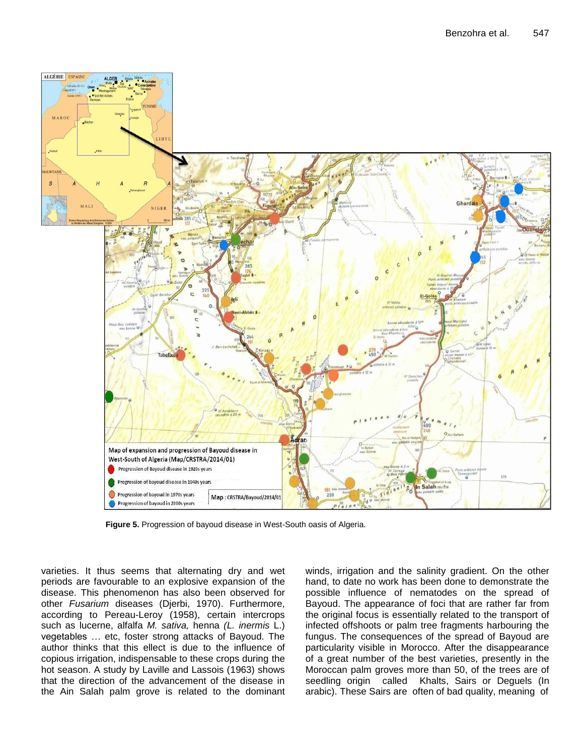**Figure 5.** Progression of bayoud disease in West-South oasis of Algeria.

varieties. It thus seems that alternating dry and wet periods are favourable to an explosive expansion of the disease. This phenomenon has also been observed for other *Fusarium* diseases (Djerbi, 1970). Furthermore, according to Pereau-Leroy (1958), certain intercrops such as lucerne, alfalfa *M. sativa,* henna *(L. inermis* L.) vegetables … etc, foster strong attacks of Bayoud. The author thinks that this ellect is due to the influence of copious irrigation, indispensable to these crops during the hot season. A study by Laville and Lassois (1963) shows that the direction of the advancement of the disease in the Ain Salah palm grove is related to the dominant winds, irrigation and the salinity gradient. On the other hand, to date no work has been done to demonstrate the possible influence of nematodes on the spread of Bayoud. The appearance of foci that are rather far from the original focus is essentially related to the transport of infected offshoots or palm tree fragments harbouring the fungus. The consequences of the spread of Bayoud are particularity visible in Morocco. After the disappearance of a great number of the best varieties, presently in the Moroccan palm groves more than 50, of the trees are of seedling origin called Khalts, Sairs or Deguels (In arabic). These Sairs are often of bad quality, meaning of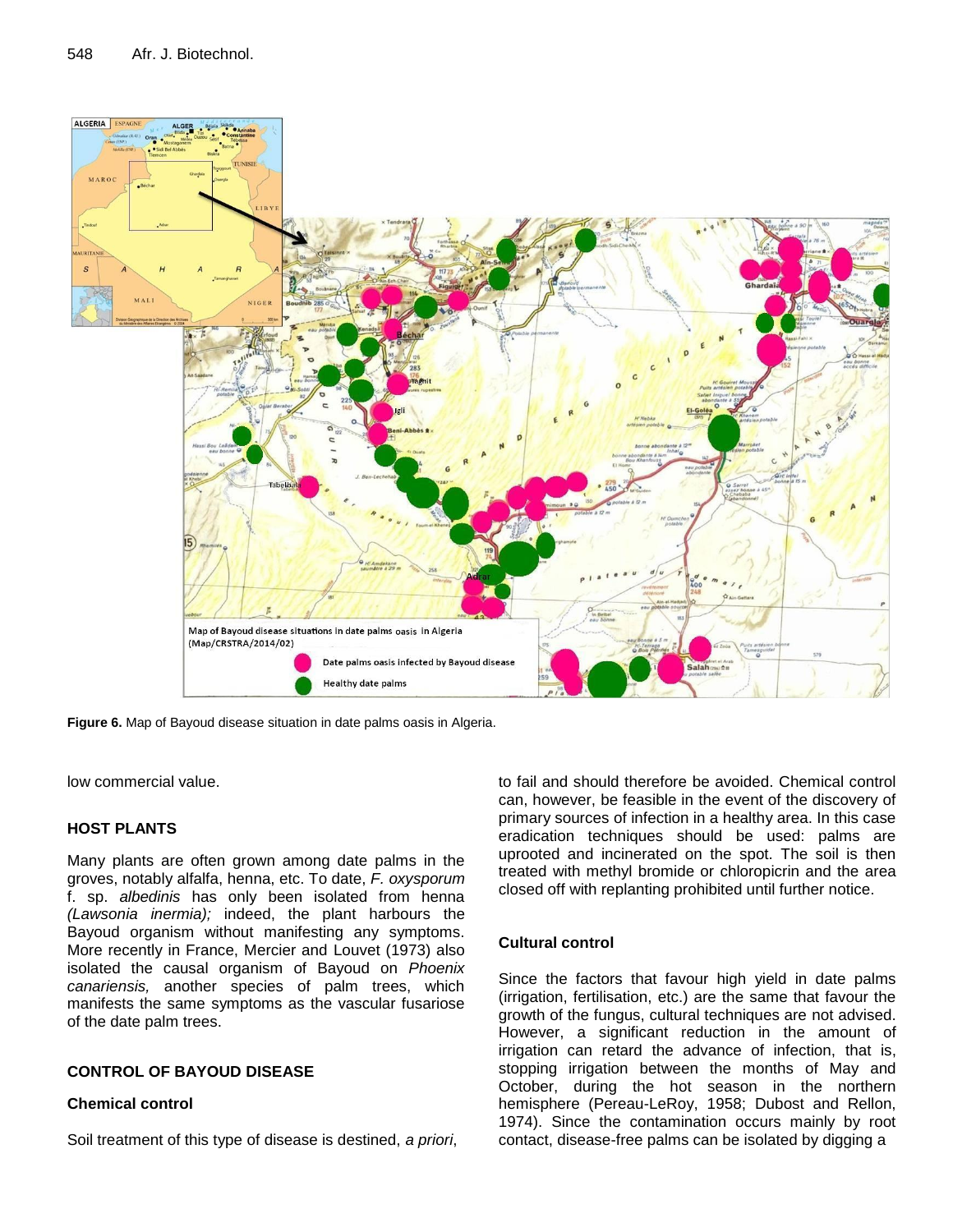**Figure 6.** Map of Bayoud disease situation in date palms oasis in Algeria.

low commercial value.

## HOST PLANTS

Many plants are often grown among date palms in the groves, notably alfalfa, henna, etc. To date, *F. oxysporum* f. sp. *albedinis* has only been isolated from henna *(Lawsonia inermia);* indeed, the plant harbours the Bayoud organism without manifesting any symptoms. More recently in France, Mercier and Louvet (1973) also isolated the causal organism of Bayoud on *Phoenix canariensis,* another species of palm trees, which manifests the same symptoms as the vascular fusariose of the date palm trees.

## CONTROL OF BAYOUD DISEASE

### Chemical control

Soil treatment of this type of disease is destined, *a priori*, to fail and should therefore be avoided. Chemical control can, however, be feasible in the event of the discovery of primary sources of infection in a healthy area. In this case eradication techniques should be used: palms are uprooted and incinerated on the spot. The soil is then treated with methyl bromide or chloropicrin and the area closed off with replanting prohibited until further notice.

### Cultural control

Since the factors that favour high yield in date palms (irrigation, fertilisation, etc.) are the same that favour the growth of the fungus, cultural techniques are not advised. However, a significant reduction in the amount of irrigation can retard the advance of infection, that is, stopping irrigation between the months of May and October, during the hot season in the northern hemisphere (Pereau-LeRoy, 1958; Dubost and Rellon, 1974). Since the contamination occurs mainly by root contact, disease-free palms can be isolated by digging a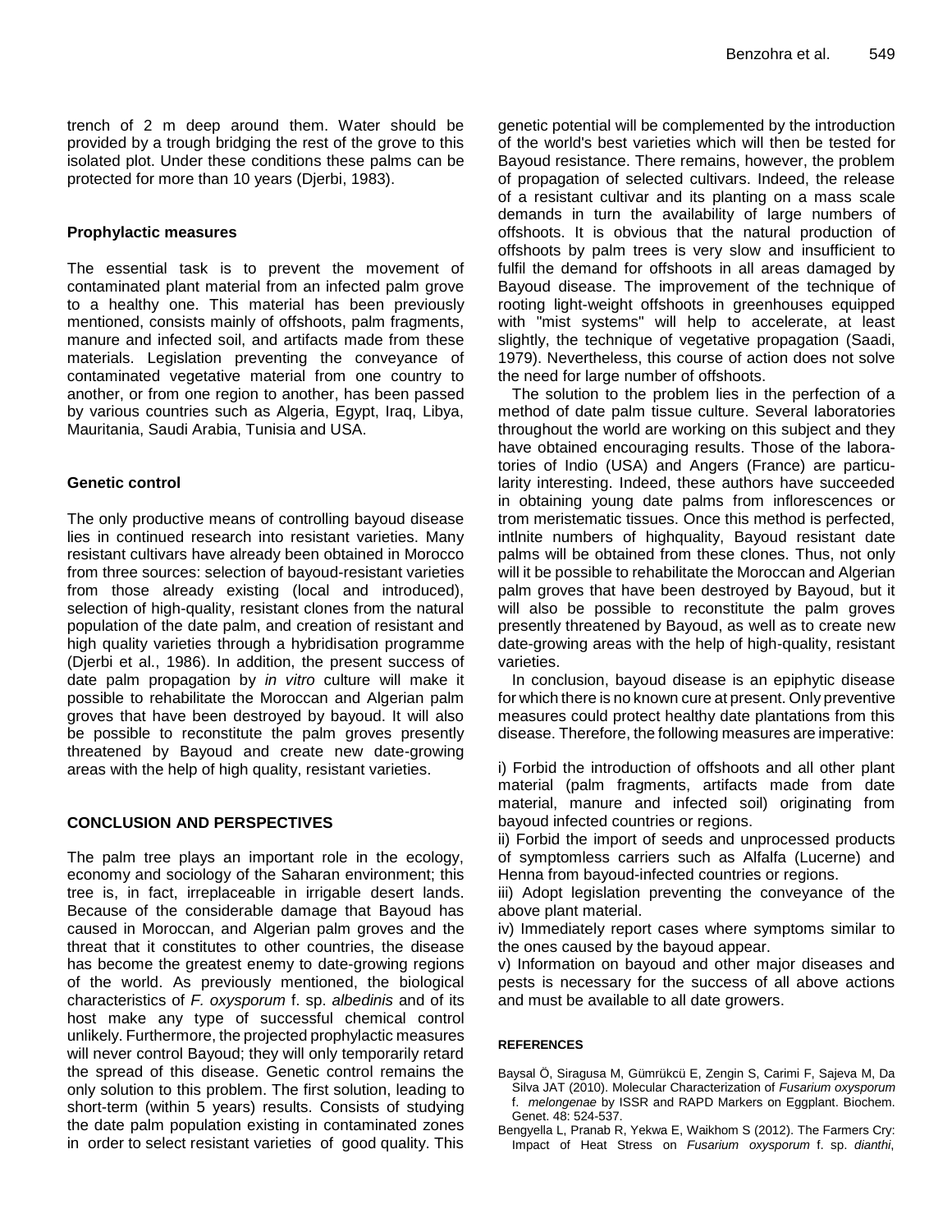trench of 2 m deep around them. Water should be provided by a trough bridging the rest of the grove to this isolated plot. Under these conditions these palms can be protected for more than 10 years (Djerbi, 1983).

### Prophylactic measures

The essential task is to prevent the movement of contaminated plant material from an infected palm grove to a healthy one. This material has been previously mentioned, consists mainly of offshoots, palm fragments, manure and infected soil, and artifacts made from these materials. Legislation preventing the conveyance of contaminated vegetative material from one country to another, or from one region to another, has been passed by various countries such as Algeria, Egypt, Iraq, Libya, Mauritania, Saudi Arabia, Tunisia and USA.

### Genetic control

The only productive means of controlling bayoud disease lies in continued research into resistant varieties. Many resistant cultivars have already been obtained in Morocco from three sources: selection of bayoud-resistant varieties from those already existing (local and introduced), selection of high-quality, resistant clones from the natural population of the date palm, and creation of resistant and high quality varieties through a hybridisation programme (Djerbi et al., 1986). In addition, the present success of date palm propagation by *in vitro* culture will make it possible to rehabilitate the Moroccan and Algerian palm groves that have been destroyed by bayoud. It will also be possible to reconstitute the palm groves presently threatened by Bayoud and create new date-growing areas with the help of high quality, resistant varieties.

## CONCLUSION AND PERSPECTIVES

The palm tree plays an important role in the ecology, economy and sociology of the Saharan environment; this tree is, in fact, irreplaceable in irrigable desert lands. Because of the considerable damage that Bayoud has caused in Moroccan, and Algerian palm groves and the threat that it constitutes to other countries, the disease has become the greatest enemy to date-growing regions of the world. As previously mentioned, the biological characteristics of *F. oxysporum* f. sp. *albedinis* and of its host make any type of successful chemical control unlikely. Furthermore, the projected prophylactic measures will never control Bayoud; they will only temporarily retard the spread of this disease. Genetic control remains the only solution to this problem. The first solution, leading to short-term (within 5 years) results. Consists of studying the date palm population existing in contaminated zones in order to select resistant varieties of good quality. This genetic potential will be complemented by the introduction of the world's best varieties which will then be tested for Bayoud resistance. There remains, however, the problem of propagation of selected cultivars. Indeed, the release of a resistant cultivar and its planting on a mass scale demands in turn the availability of large numbers of offshoots. It is obvious that the natural production of offshoots by palm trees is very slow and insufficient to fulfil the demand for offshoots in all areas damaged by Bayoud disease. The improvement of the technique of rooting light-weight offshoots in greenhouses equipped with "mist systems" will help to accelerate, at least slightly, the technique of vegetative propagation (Saadi, 1979). Nevertheless, this course of action does not solve the need for large number of offshoots.

The solution to the problem lies in the perfection of a method of date palm tissue culture. Several laboratories throughout the world are working on this subject and they have obtained encouraging results. Those of the laboratories of Indio (USA) and Angers (France) are particularity interesting. Indeed, these authors have succeeded in obtaining young date palms from inflorescences or trom meristematic tissues. Once this method is perfected, intlnite numbers of highquality, Bayoud resistant date palms will be obtained from these clones. Thus, not only will it be possible to rehabilitate the Moroccan and Algerian palm groves that have been destroyed by Bayoud, but it will also be possible to reconstitute the palm groves presently threatened by Bayoud, as well as to create new date-growing areas with the help of high-quality, resistant varieties.

In conclusion, bayoud disease is an epiphytic disease for which there is no known cure at present. Only preventive measures could protect healthy date plantations from this disease. Therefore, the following measures are imperative:

i) Forbid the introduction of offshoots and all other plant material (palm fragments, artifacts made from date material, manure and infected soil) originating from bayoud infected countries or regions.
ii) Forbid the import of seeds and unprocessed products of symptomless carriers such as Alfalfa (Lucerne) and Henna from bayoud-infected countries or regions.
iii) Adopt legislation preventing the conveyance of the above plant material.
iv) Immediately report cases where symptoms similar to the ones caused by the bayoud appear.
v) Information on bayoud and other major diseases and pests is necessary for the success of all above actions and must be available to all date growers.

## REFERENCES

Baysal Ö, Siragusa M, Gümrükcü E, Zengin S, Carimi F, Sajeva M, Da Silva JAT (2010). Molecular Characterization of *Fusarium oxysporum* f. *melongenae* by ISSR and RAPD Markers on Eggplant. Biochem. Genet. 48: 524-537.

Bengyella L, Pranab R, Yekwa E, Waikhom S (2012). The Farmers Cry: Impact of Heat Stress on *Fusarium oxysporum* f. sp. *dianthi*,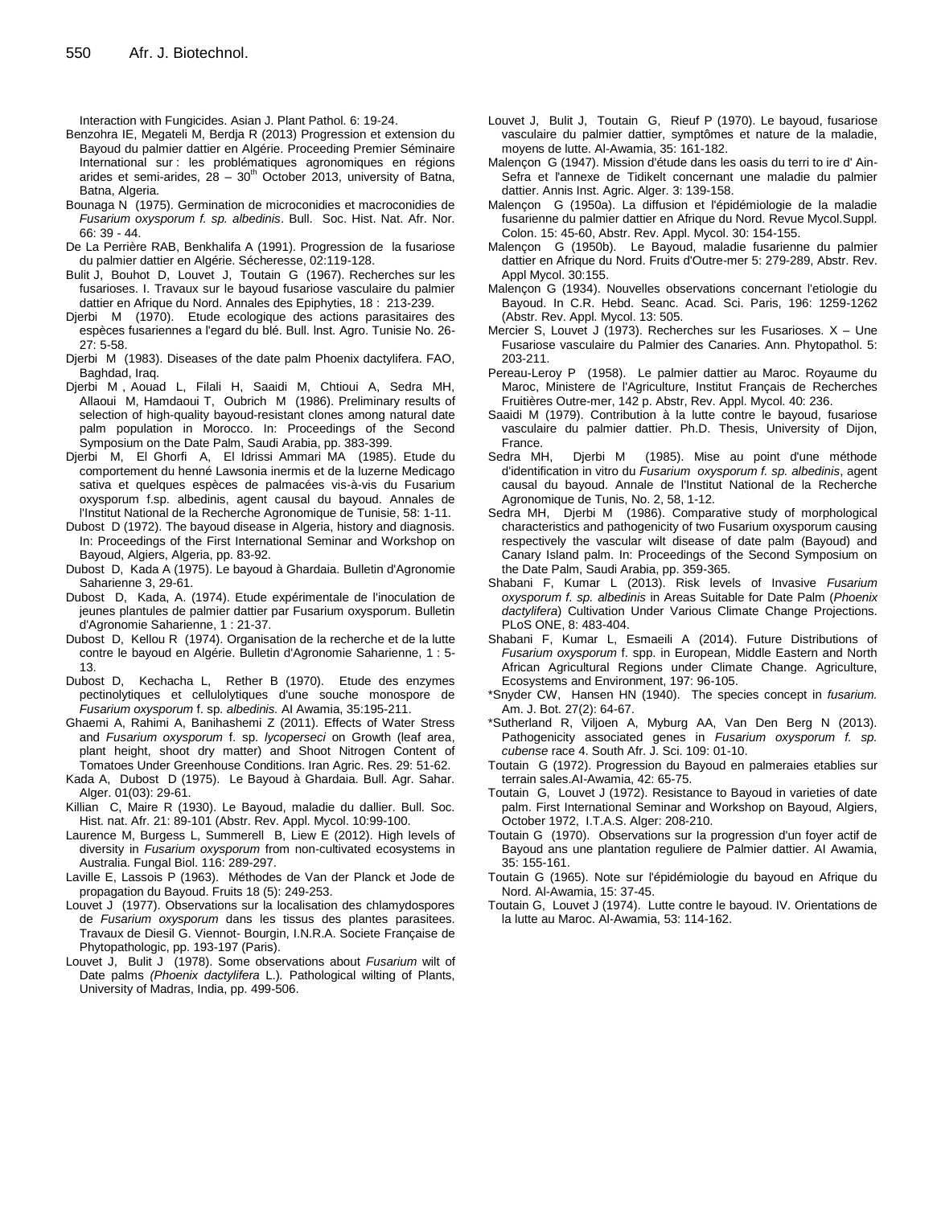Interaction with Fungicides. Asian J. Plant Pathol. 6: 19-24.

Benzohra IE, Megateli M, Berdja R (2013) Progression et extension du Bayoud du palmier dattier en Algérie. Proceeding Premier Séminaire International sur : les problématiques agronomiques en régions arides et semi-arides, 28 – 30th October 2013, university of Batna, Batna, Algeria.

Bounaga N (1975). Germination de microconidies et macroconidies de *Fusarium oxysporum f. sp. albedinis*. Bull. Soc. Hist. Nat. Afr. Nor. 66: 39 - 44.

De La Perrière RAB, Benkhalifa A (1991). Progression de la fusariose du palmier dattier en Algérie. Sécheresse, 02:119-128.

Bulit J, Bouhot D, Louvet J, Toutain G (1967). Recherches sur les fusarioses. I. Travaux sur le bayoud fusariose vasculaire du palmier dattier en Afrique du Nord. Annales des Epiphyties, 18 : 213-239.

Djerbi M (1970). Etude ecologique des actions parasitaires des espèces fusariennes a l'egard du blé. Bull. lnst. Agro. Tunisie No. 26-27: 5-58.

Djerbi M (1983). Diseases of the date palm Phoenix dactylifera. FAO, Baghdad, Iraq.

Djerbi M , Aouad L, Filali H, Saaidi M, Chtioui A, Sedra MH, Allaoui M, Hamdaoui T, Oubrich M (1986). Preliminary results of selection of high-quality bayoud-resistant clones among natural date palm population in Morocco. In: Proceedings of the Second Symposium on the Date Palm, Saudi Arabia, pp. 383-399.

Djerbi M, El Ghorfi A, El Idrissi Ammari MA (1985). Etude du comportement du henné Lawsonia inermis et de la luzerne Medicago sativa et quelques espèces de palmacées vis-à-vis du Fusarium oxysporum f.sp. albedinis, agent causal du bayoud. Annales de l'Institut National de la Recherche Agronomique de Tunisie, 58: 1-11.

Dubost D (1972). The bayoud disease in Algeria, history and diagnosis. In: Proceedings of the First International Seminar and Workshop on Bayoud, Algiers, Algeria, pp. 83-92.

Dubost D, Kada A (1975). Le bayoud à Ghardaia. Bulletin d'Agronomie Saharienne 3, 29-61.

Dubost D, Kada, A. (1974). Etude expérimentale de l'inoculation de jeunes plantules de palmier dattier par Fusarium oxysporum. Bulletin d'Agronomie Saharienne, 1 : 21-37.

Dubost D, Kellou R (1974). Organisation de la recherche et de la lutte contre le bayoud en Algérie. Bulletin d'Agronomie Saharienne, 1 : 5-13.

Dubost D, Kechacha L, Rether B (1970). Etude des enzymes pectinolytiques et cellulolytiques d'une souche monospore de *Fusarium oxysporum* f. sp. *albedinis.* Al Awamia, 35:195-211.

Ghaemi A, Rahimi A, Banihashemi Z (2011). Effects of Water Stress and *Fusarium oxysporum* f. sp. *lycoperseci* on Growth (leaf area, plant height, shoot dry matter) and Shoot Nitrogen Content of Tomatoes Under Greenhouse Conditions. Iran Agric. Res. 29: 51-62.

Kada A, Dubost D (1975). Le Bayoud à Ghardaia. Bull. Agr. Sahar. Alger. 01(03): 29-61.

Killian C, Maire R (1930). Le Bayoud, maladie du dallier. Bull. Soc. Hist. nat. Afr. 21: 89-101 (Abstr. Rev. Appl. Mycol. 10:99-100.

Laurence M, Burgess L, Summerell B, Liew E (2012). High levels of diversity in *Fusarium oxysporum* from non-cultivated ecosystems in Australia. Fungal Biol. 116: 289-297.

Laville E, Lassois P (1963). Méthodes de Van der Planck et Jode de propagation du Bayoud. Fruits 18 (5): 249-253.

Louvet J (1977). Observations sur la localisation des chlamydospores de *Fusarium oxysporum* dans les tissus des plantes parasitees. Travaux de Diesil G. Viennot- Bourgin, I.N.R.A. Societe Française de Phytopathologic, pp. 193-197 (Paris).

Louvet J, Bulit J (1978). Some observations about *Fusarium* wilt of Date palms *(Phoenix dactylifera* L.). Pathological wilting of Plants, University of Madras, India, pp. 499-506.

Louvet J, Bulit J, Toutain G, Rieuf P (1970). Le bayoud, fusariose vasculaire du palmier dattier, symptômes et nature de la maladie, moyens de lutte. Al-Awamia, 35: 161-182.

Malençon G (1947). Mission d'étude dans les oasis du terri to ire d' Ain-Sefra et l'annexe de Tidikelt concernant une maladie du palmier dattier. Annis Inst. Agric. Alger. 3: 139-158.

Malençon G (1950a). La diffusion et l'épidémiologie de la maladie fusarienne du palmier dattier en Afrique du Nord. Revue Mycol.Suppl. Colon. 15: 45-60, Abstr. Rev. Appl. Mycol. 30: 154-155.

Malençon G (1950b). Le Bayoud, maladie fusarienne du palmier dattier en Afrique du Nord. Fruits d'Outre-mer 5: 279-289, Abstr. Rev. Appl Mycol. 30:155.

Malençon G (1934). Nouvelles observations concernant l'etiologie du Bayoud. In C.R. Hebd. Seanc. Acad. Sci. Paris, 196: 1259-1262 (Abstr. Rev. Appl. Mycol. 13: 505.

Mercier S, Louvet J (1973). Recherches sur les Fusarioses. X – Une Fusariose vasculaire du Palmier des Canaries. Ann. Phytopathol. 5: 203-211.

Pereau-Leroy P (1958). Le palmier dattier au Maroc. Royaume du Maroc, Ministere de l'Agriculture, Institut Français de Recherches Fruitières Outre-mer, 142 p. Abstr, Rev. Appl. Mycol. 40: 236.

Saaidi M (1979). Contribution à la lutte contre le bayoud, fusariose vasculaire du palmier dattier. Ph.D. Thesis, University of Dijon, France.

Sedra MH, Djerbi M (1985). Mise au point d'une méthode d'identification in vitro du *Fusarium oxysporum f. sp. albedinis*, agent causal du bayoud. Annale de l'Institut National de la Recherche Agronomique de Tunis, No. 2, 58, 1-12.

Sedra MH, Djerbi M (1986). Comparative study of morphological characteristics and pathogenicity of two Fusarium oxysporum causing respectively the vascular wilt disease of date palm (Bayoud) and Canary Island palm. In: Proceedings of the Second Symposium on the Date Palm, Saudi Arabia, pp. 359-365.

Shabani F, Kumar L (2013). Risk levels of Invasive *Fusarium oxysporum f. sp. albedinis* in Areas Suitable for Date Palm (*Phoenix dactylifera*) Cultivation Under Various Climate Change Projections. PLoS ONE, 8: 483-404.

Shabani F, Kumar L, Esmaeili A (2014). Future Distributions of *Fusarium oxysporum* f. spp. in European, Middle Eastern and North African Agricultural Regions under Climate Change. Agriculture, Ecosystems and Environment, 197: 96-105.

*Snyder CW, Hansen HN (1940). The species concept in *fusarium.* Am. J. Bot. 27(2): 64-67.

*Sutherland R, Viljoen A, Myburg AA, Van Den Berg N (2013). Pathogenicity associated genes in *Fusarium oxysporum f. sp. cubense* race 4. South Afr. J. Sci. 109: 01-10.

Toutain G (1972). Progression du Bayoud en palmeraies etablies sur terrain sales.AI-Awamia, 42: 65-75.

Toutain G, Louvet J (1972). Resistance to Bayoud in varieties of date palm. First International Seminar and Workshop on Bayoud, Algiers, October 1972, I.T.A.S. Alger: 208-210.

Toutain G (1970). Observations sur la progression d'un foyer actif de Bayoud ans une plantation reguliere de Palmier dattier. Al Awamia, 35: 155-161.

Toutain G (1965). Note sur l'épidémiologie du bayoud en Afrique du Nord. Al-Awamia, 15: 37-45.

Toutain G, Louvet J (1974). Lutte contre le bayoud. IV. Orientations de la lutte au Maroc. Al-Awamia, 53: 114-162.